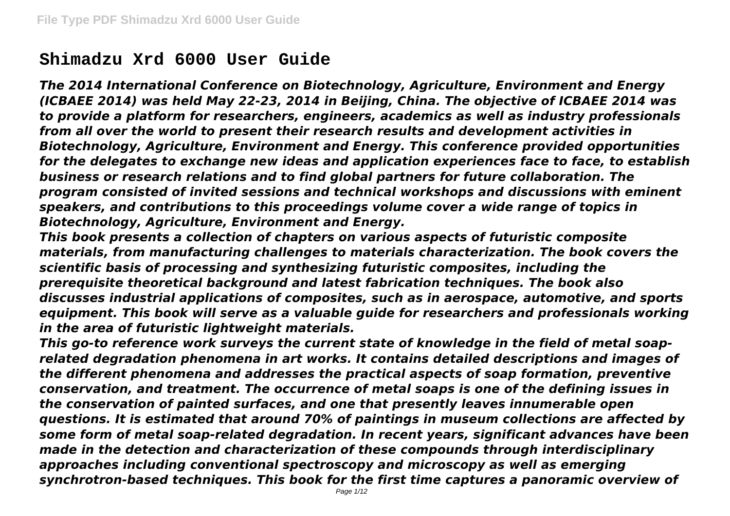# Shimadzu Xrd 6000 User Guide

*The 2014 International Conference on Biotechnology, Agriculture, Environment and Energy (ICBAEE 2014) was held May 22-23, 2014 in Beijing, China. The objective of ICBAEE 2014 was to provide a platform for researchers, engineers, academics as well as industry professionals from all over the world to present their research results and development activities in Biotechnology, Agriculture, Environment and Energy. This conference provided opportunities for the delegates to exchange new ideas and application experiences face to face, to establish business or research relations and to find global partners for future collaboration. The program consisted of invited sessions and technical workshops and discussions with eminent speakers, and contributions to this proceedings volume cover a wide range of topics in Biotechnology, Agriculture, Environment and Energy.*

*This book presents a collection of chapters on various aspects of futuristic composite materials, from manufacturing challenges to materials characterization. The book covers the scientific basis of processing and synthesizing futuristic composites, including the prerequisite theoretical background and latest fabrication techniques. The book also discusses industrial applications of composites, such as in aerospace, automotive, and sports equipment. This book will serve as a valuable guide for researchers and professionals working in the area of futuristic lightweight materials.*

*This go-to reference work surveys the current state of knowledge in the field of metal soap-related degradation phenomena in art works. It contains detailed descriptions and images of the different phenomena and addresses the practical aspects of soap formation, preventive conservation, and treatment. The occurrence of metal soaps is one of the defining issues in the conservation of painted surfaces, and one that presently leaves innumerable open questions. It is estimated that around 70% of paintings in museum collections are affected by some form of metal soap-related degradation. In recent years, significant advances have been made in the detection and characterization of these compounds through interdisciplinary approaches including conventional spectroscopy and microscopy as well as emerging synchrotron-based techniques. This book for the first time captures a panoramic overview of*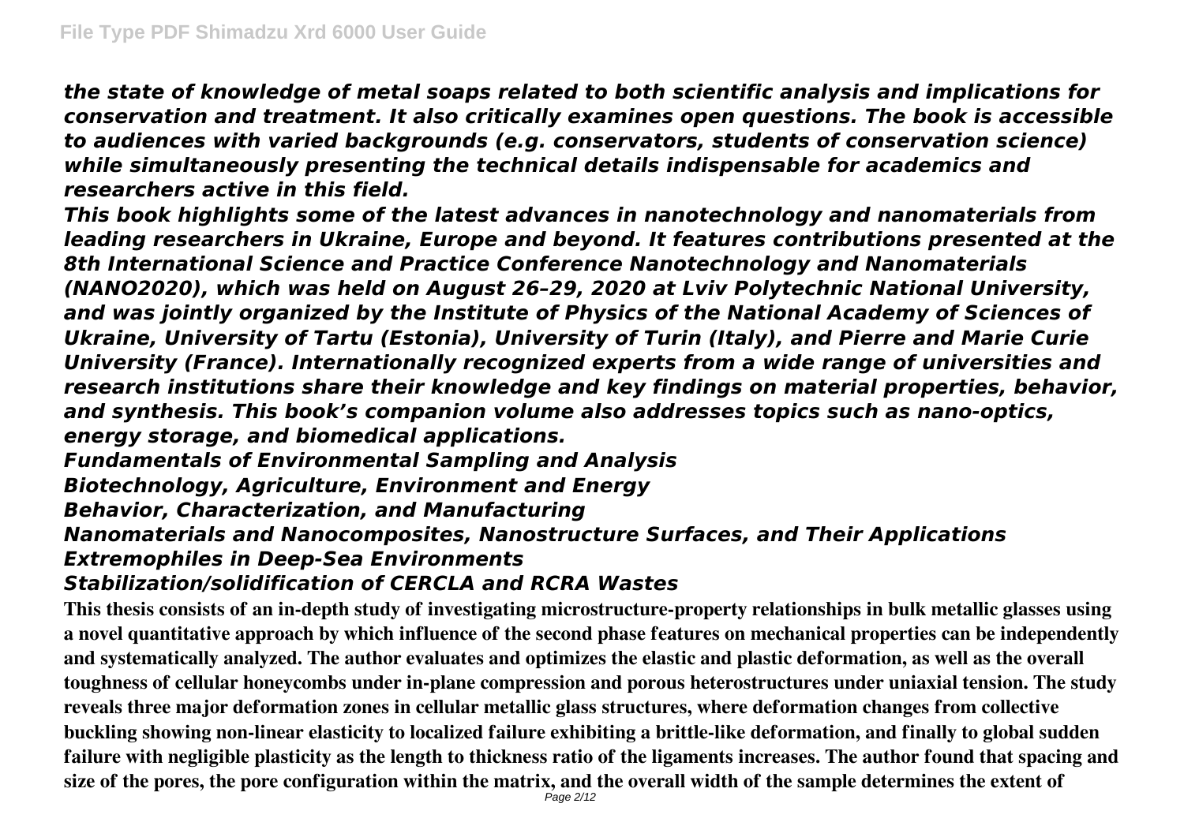*the state of knowledge of metal soaps related to both scientific analysis and implications for conservation and treatment. It also critically examines open questions. The book is accessible to audiences with varied backgrounds (e.g. conservators, students of conservation science) while simultaneously presenting the technical details indispensable for academics and researchers active in this field.*

*This book highlights some of the latest advances in nanotechnology and nanomaterials from leading researchers in Ukraine, Europe and beyond. It features contributions presented at the 8th International Science and Practice Conference Nanotechnology and Nanomaterials (NANO2020), which was held on August 26–29, 2020 at Lviv Polytechnic National University, and was jointly organized by the Institute of Physics of the National Academy of Sciences of Ukraine, University of Tartu (Estonia), University of Turin (Italy), and Pierre and Marie Curie University (France). Internationally recognized experts from a wide range of universities and research institutions share their knowledge and key findings on material properties, behavior, and synthesis. This book's companion volume also addresses topics such as nano-optics, energy storage, and biomedical applications.*

*Fundamentals of Environmental Sampling and Analysis*

*Biotechnology, Agriculture, Environment and Energy*

*Behavior, Characterization, and Manufacturing*

*Nanomaterials and Nanocomposites, Nanostructure Surfaces, and Their Applications*

*Extremophiles in Deep-Sea Environments*

*Stabilization/solidification of CERCLA and RCRA Wastes*

**This thesis consists of an in-depth study of investigating microstructure-property relationships in bulk metallic glasses using a novel quantitative approach by which influence of the second phase features on mechanical properties can be independently and systematically analyzed. The author evaluates and optimizes the elastic and plastic deformation, as well as the overall toughness of cellular honeycombs under in-plane compression and porous heterostructures under uniaxial tension. The study reveals three major deformation zones in cellular metallic glass structures, where deformation changes from collective buckling showing non-linear elasticity to localized failure exhibiting a brittle-like deformation, and finally to global sudden failure with negligible plasticity as the length to thickness ratio of the ligaments increases. The author found that spacing and size of the pores, the pore configuration within the matrix, and the overall width of the sample determines the extent of**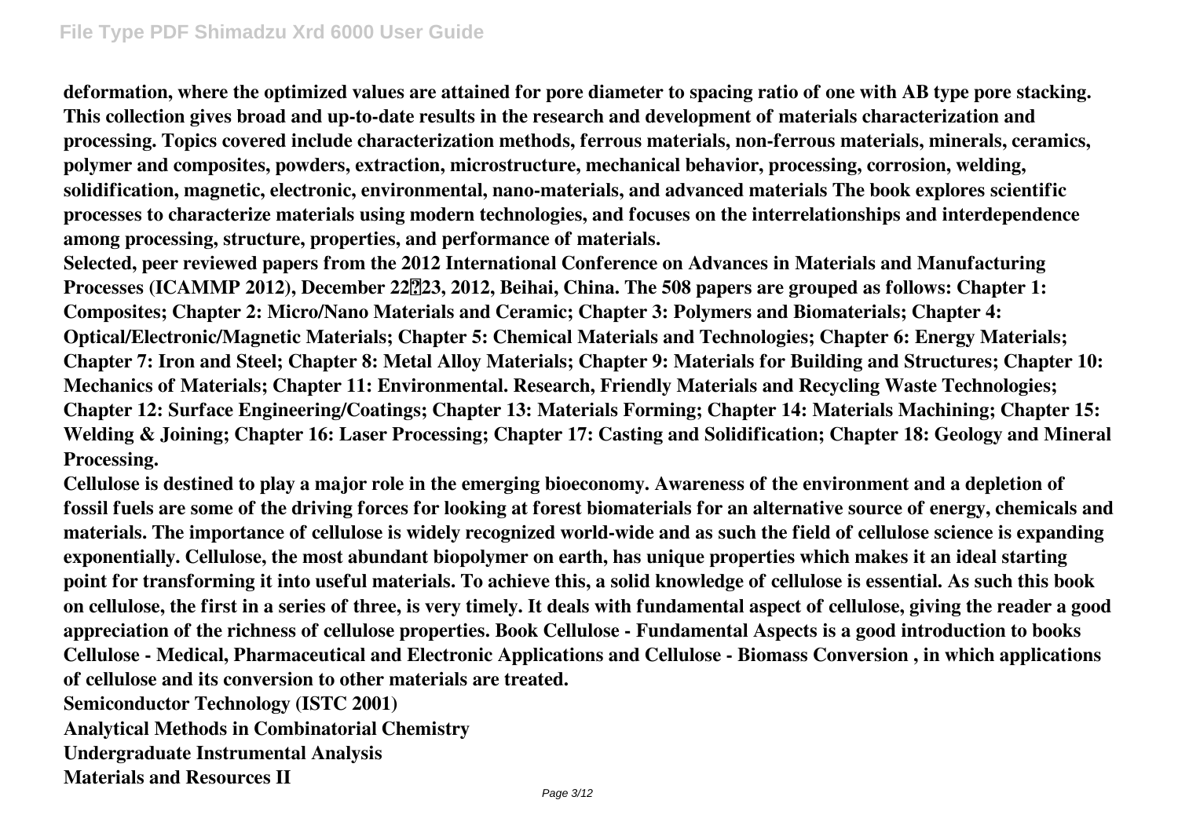deformation, where the optimized values are attained for pore diameter to spacing ratio of one with AB type pore stacking. This collection gives broad and up-to-date results in the research and development of materials characterization and processing. Topics covered include characterization methods, ferrous materials, non-ferrous materials, minerals, ceramics, polymer and composites, powders, extraction, microstructure, mechanical behavior, processing, corrosion, welding, solidification, magnetic, electronic, environmental, nano-materials, and advanced materials The book explores scientific processes to characterize materials using modern technologies, and focuses on the interrelationships and interdependence among processing, structure, properties, and performance of materials.

Selected, peer reviewed papers from the 2012 International Conference on Advances in Materials and Manufacturing Processes (ICAMMP 2012), December 22–23, 2012, Beihai, China. The 508 papers are grouped as follows: Chapter 1: Composites; Chapter 2: Micro/Nano Materials and Ceramic; Chapter 3: Polymers and Biomaterials; Chapter 4: Optical/Electronic/Magnetic Materials; Chapter 5: Chemical Materials and Technologies; Chapter 6: Energy Materials; Chapter 7: Iron and Steel; Chapter 8: Metal Alloy Materials; Chapter 9: Materials for Building and Structures; Chapter 10: Mechanics of Materials; Chapter 11: Environmental. Research, Friendly Materials and Recycling Waste Technologies; Chapter 12: Surface Engineering/Coatings; Chapter 13: Materials Forming; Chapter 14: Materials Machining; Chapter 15: Welding & Joining; Chapter 16: Laser Processing; Chapter 17: Casting and Solidification; Chapter 18: Geology and Mineral Processing.

Cellulose is destined to play a major role in the emerging bioeconomy. Awareness of the environment and a depletion of fossil fuels are some of the driving forces for looking at forest biomaterials for an alternative source of energy, chemicals and materials. The importance of cellulose is widely recognized world-wide and as such the field of cellulose science is expanding exponentially. Cellulose, the most abundant biopolymer on earth, has unique properties which makes it an ideal starting point for transforming it into useful materials. To achieve this, a solid knowledge of cellulose is essential. As such this book on cellulose, the first in a series of three, is very timely. It deals with fundamental aspect of cellulose, giving the reader a good appreciation of the richness of cellulose properties. Book Cellulose - Fundamental Aspects is a good introduction to books Cellulose - Medical, Pharmaceutical and Electronic Applications and Cellulose - Biomass Conversion , in which applications of cellulose and its conversion to other materials are treated.

Semiconductor Technology (ISTC 2001)

Analytical Methods in Combinatorial Chemistry

Undergraduate Instrumental Analysis

Materials and Resources II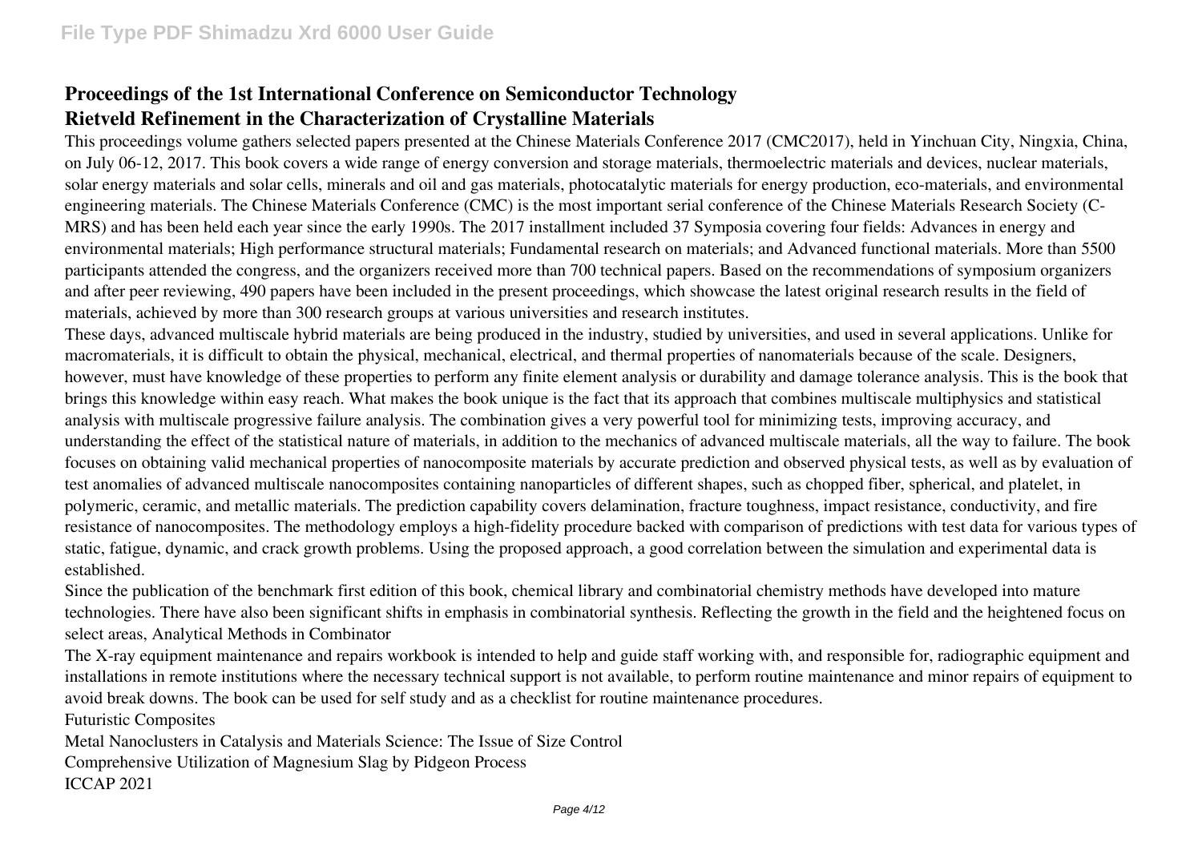**Proceedings of the 1st International Conference on Semiconductor Technology**
**Rietveld Refinement in the Characterization of Crystalline Materials**

This proceedings volume gathers selected papers presented at the Chinese Materials Conference 2017 (CMC2017), held in Yinchuan City, Ningxia, China, on July 06-12, 2017. This book covers a wide range of energy conversion and storage materials, thermoelectric materials and devices, nuclear materials, solar energy materials and solar cells, minerals and oil and gas materials, photocatalytic materials for energy production, eco-materials, and environmental engineering materials. The Chinese Materials Conference (CMC) is the most important serial conference of the Chinese Materials Research Society (C-MRS) and has been held each year since the early 1990s. The 2017 installment included 37 Symposia covering four fields: Advances in energy and environmental materials; High performance structural materials; Fundamental research on materials; and Advanced functional materials. More than 5500 participants attended the congress, and the organizers received more than 700 technical papers. Based on the recommendations of symposium organizers and after peer reviewing, 490 papers have been included in the present proceedings, which showcase the latest original research results in the field of materials, achieved by more than 300 research groups at various universities and research institutes.

These days, advanced multiscale hybrid materials are being produced in the industry, studied by universities, and used in several applications. Unlike for macromaterials, it is difficult to obtain the physical, mechanical, electrical, and thermal properties of nanomaterials because of the scale. Designers, however, must have knowledge of these properties to perform any finite element analysis or durability and damage tolerance analysis. This is the book that brings this knowledge within easy reach. What makes the book unique is the fact that its approach that combines multiscale multiphysics and statistical analysis with multiscale progressive failure analysis. The combination gives a very powerful tool for minimizing tests, improving accuracy, and understanding the effect of the statistical nature of materials, in addition to the mechanics of advanced multiscale materials, all the way to failure. The book focuses on obtaining valid mechanical properties of nanocomposite materials by accurate prediction and observed physical tests, as well as by evaluation of test anomalies of advanced multiscale nanocomposites containing nanoparticles of different shapes, such as chopped fiber, spherical, and platelet, in polymeric, ceramic, and metallic materials. The prediction capability covers delamination, fracture toughness, impact resistance, conductivity, and fire resistance of nanocomposites. The methodology employs a high-fidelity procedure backed with comparison of predictions with test data for various types of static, fatigue, dynamic, and crack growth problems. Using the proposed approach, a good correlation between the simulation and experimental data is established.

Since the publication of the benchmark first edition of this book, chemical library and combinatorial chemistry methods have developed into mature technologies. There have also been significant shifts in emphasis in combinatorial synthesis. Reflecting the growth in the field and the heightened focus on select areas, Analytical Methods in Combinator

The X-ray equipment maintenance and repairs workbook is intended to help and guide staff working with, and responsible for, radiographic equipment and installations in remote institutions where the necessary technical support is not available, to perform routine maintenance and minor repairs of equipment to avoid break downs. The book can be used for self study and as a checklist for routine maintenance procedures.

Futuristic Composites

Metal Nanoclusters in Catalysis and Materials Science: The Issue of Size Control

Comprehensive Utilization of Magnesium Slag by Pidgeon Process

ICCAP 2021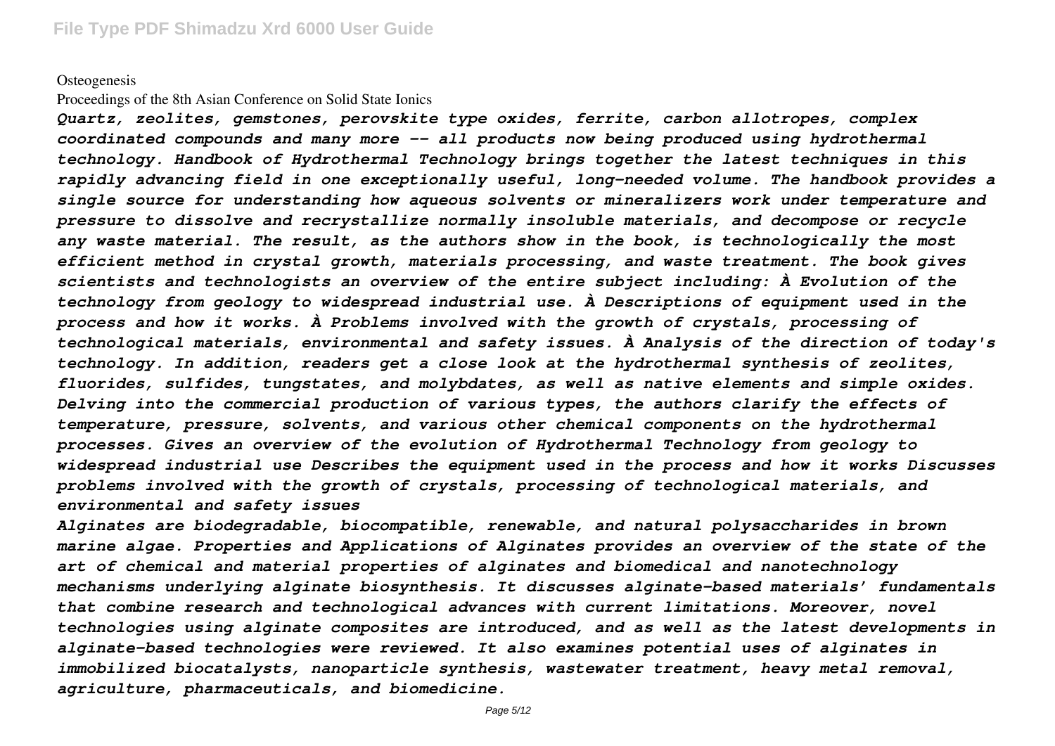Osteogenesis

Proceedings of the 8th Asian Conference on Solid State Ionics

*Quartz, zeolites, gemstones, perovskite type oxides, ferrite, carbon allotropes, complex coordinated compounds and many more -- all products now being produced using hydrothermal technology. Handbook of Hydrothermal Technology brings together the latest techniques in this rapidly advancing field in one exceptionally useful, long-needed volume. The handbook provides a single source for understanding how aqueous solvents or mineralizers work under temperature and pressure to dissolve and recrystallize normally insoluble materials, and decompose or recycle any waste material. The result, as the authors show in the book, is technologically the most efficient method in crystal growth, materials processing, and waste treatment. The book gives scientists and technologists an overview of the entire subject including: À Evolution of the technology from geology to widespread industrial use. À Descriptions of equipment used in the process and how it works. À Problems involved with the growth of crystals, processing of technological materials, environmental and safety issues. À Analysis of the direction of today's technology. In addition, readers get a close look at the hydrothermal synthesis of zeolites, fluorides, sulfides, tungstates, and molybdates, as well as native elements and simple oxides. Delving into the commercial production of various types, the authors clarify the effects of temperature, pressure, solvents, and various other chemical components on the hydrothermal processes. Gives an overview of the evolution of Hydrothermal Technology from geology to widespread industrial use Describes the equipment used in the process and how it works Discusses problems involved with the growth of crystals, processing of technological materials, and environmental and safety issues*

*Alginates are biodegradable, biocompatible, renewable, and natural polysaccharides in brown marine algae. Properties and Applications of Alginates provides an overview of the state of the art of chemical and material properties of alginates and biomedical and nanotechnology mechanisms underlying alginate biosynthesis. It discusses alginate-based materials' fundamentals that combine research and technological advances with current limitations. Moreover, novel technologies using alginate composites are introduced, and as well as the latest developments in alginate-based technologies were reviewed. It also examines potential uses of alginates in immobilized biocatalysts, nanoparticle synthesis, wastewater treatment, heavy metal removal, agriculture, pharmaceuticals, and biomedicine.*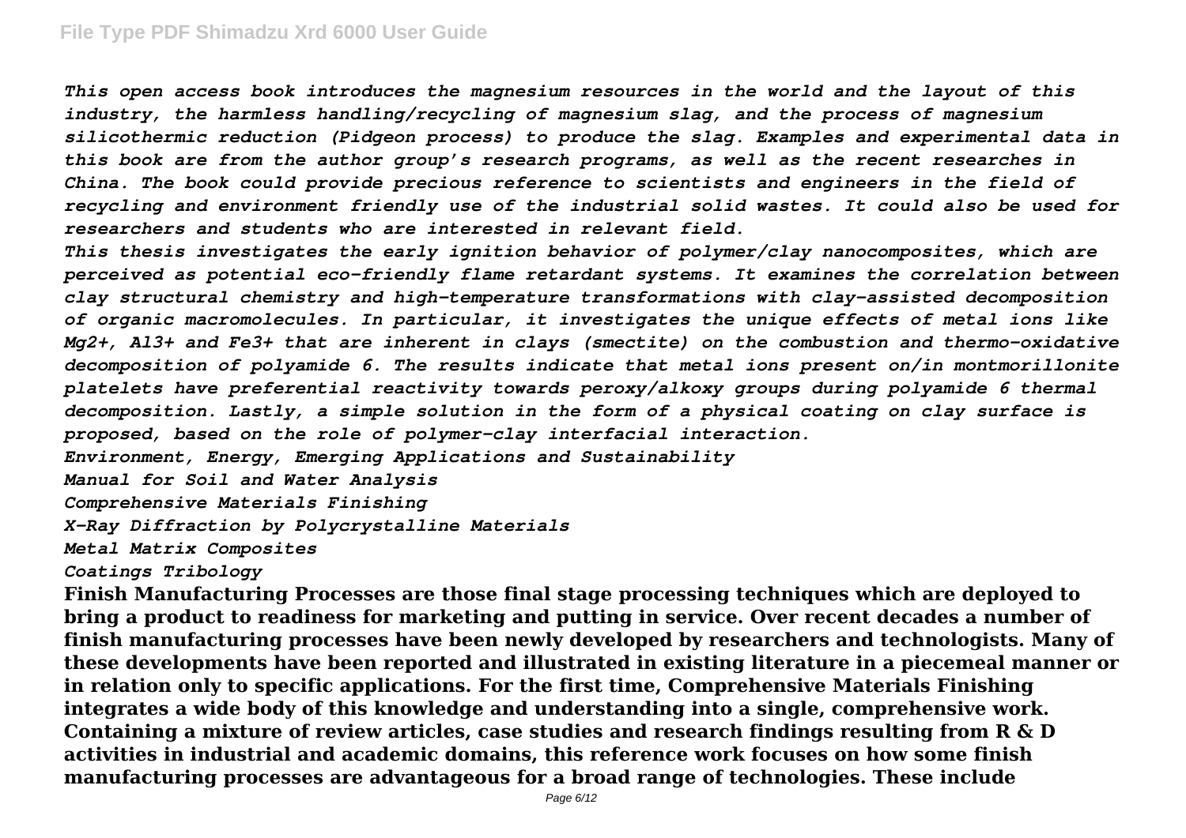*This open access book introduces the magnesium resources in the world and the layout of this industry, the harmless handling/recycling of magnesium slag, and the process of magnesium silicothermic reduction (Pidgeon process) to produce the slag. Examples and experimental data in this book are from the author group's research programs, as well as the recent researches in China. The book could provide precious reference to scientists and engineers in the field of recycling and environment friendly use of the industrial solid wastes. It could also be used for researchers and students who are interested in relevant field.*

*This thesis investigates the early ignition behavior of polymer/clay nanocomposites, which are perceived as potential eco-friendly flame retardant systems. It examines the correlation between clay structural chemistry and high-temperature transformations with clay-assisted decomposition of organic macromolecules. In particular, it investigates the unique effects of metal ions like $Mg^{2+}$, $Al^{3+}$ and $Fe^{3+}$ that are inherent in clays (smectite) on the combustion and thermo-oxidative decomposition of polyamide 6. The results indicate that metal ions present on/in montmorillonite platelets have preferential reactivity towards peroxy/alkoxy groups during polyamide 6 thermal decomposition. Lastly, a simple solution in the form of a physical coating on clay surface is proposed, based on the role of polymer-clay interfacial interaction.*

*Environment, Energy, Emerging Applications and Sustainability*

*Manual for Soil and Water Analysis*

*Comprehensive Materials Finishing*

*X-Ray Diffraction by Polycrystalline Materials*

*Metal Matrix Composites*

*Coatings Tribology*

**Finish Manufacturing Processes are those final stage processing techniques which are deployed to bring a product to readiness for marketing and putting in service. Over recent decades a number of finish manufacturing processes have been newly developed by researchers and technologists. Many of these developments have been reported and illustrated in existing literature in a piecemeal manner or in relation only to specific applications. For the first time, Comprehensive Materials Finishing integrates a wide body of this knowledge and understanding into a single, comprehensive work. Containing a mixture of review articles, case studies and research findings resulting from R & D activities in industrial and academic domains, this reference work focuses on how some finish manufacturing processes are advantageous for a broad range of technologies. These include**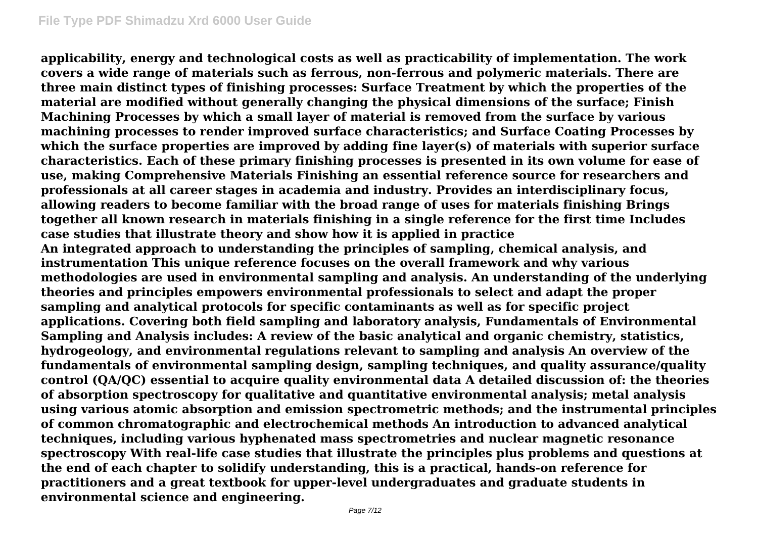**applicability, energy and technological costs as well as practicability of implementation. The work covers a wide range of materials such as ferrous, non-ferrous and polymeric materials. There are three main distinct types of finishing processes: Surface Treatment by which the properties of the material are modified without generally changing the physical dimensions of the surface; Finish Machining Processes by which a small layer of material is removed from the surface by various machining processes to render improved surface characteristics; and Surface Coating Processes by which the surface properties are improved by adding fine layer(s) of materials with superior surface characteristics. Each of these primary finishing processes is presented in its own volume for ease of use, making Comprehensive Materials Finishing an essential reference source for researchers and professionals at all career stages in academia and industry. Provides an interdisciplinary focus, allowing readers to become familiar with the broad range of uses for materials finishing Brings together all known research in materials finishing in a single reference for the first time Includes case studies that illustrate theory and show how it is applied in practice**

**An integrated approach to understanding the principles of sampling, chemical analysis, and instrumentation This unique reference focuses on the overall framework and why various methodologies are used in environmental sampling and analysis. An understanding of the underlying theories and principles empowers environmental professionals to select and adapt the proper sampling and analytical protocols for specific contaminants as well as for specific project applications. Covering both field sampling and laboratory analysis, Fundamentals of Environmental Sampling and Analysis includes: A review of the basic analytical and organic chemistry, statistics, hydrogeology, and environmental regulations relevant to sampling and analysis An overview of the fundamentals of environmental sampling design, sampling techniques, and quality assurance/quality control (QA/QC) essential to acquire quality environmental data A detailed discussion of: the theories of absorption spectroscopy for qualitative and quantitative environmental analysis; metal analysis using various atomic absorption and emission spectrometric methods; and the instrumental principles of common chromatographic and electrochemical methods An introduction to advanced analytical techniques, including various hyphenated mass spectrometries and nuclear magnetic resonance spectroscopy With real-life case studies that illustrate the principles plus problems and questions at the end of each chapter to solidify understanding, this is a practical, hands-on reference for practitioners and a great textbook for upper-level undergraduates and graduate students in environmental science and engineering.**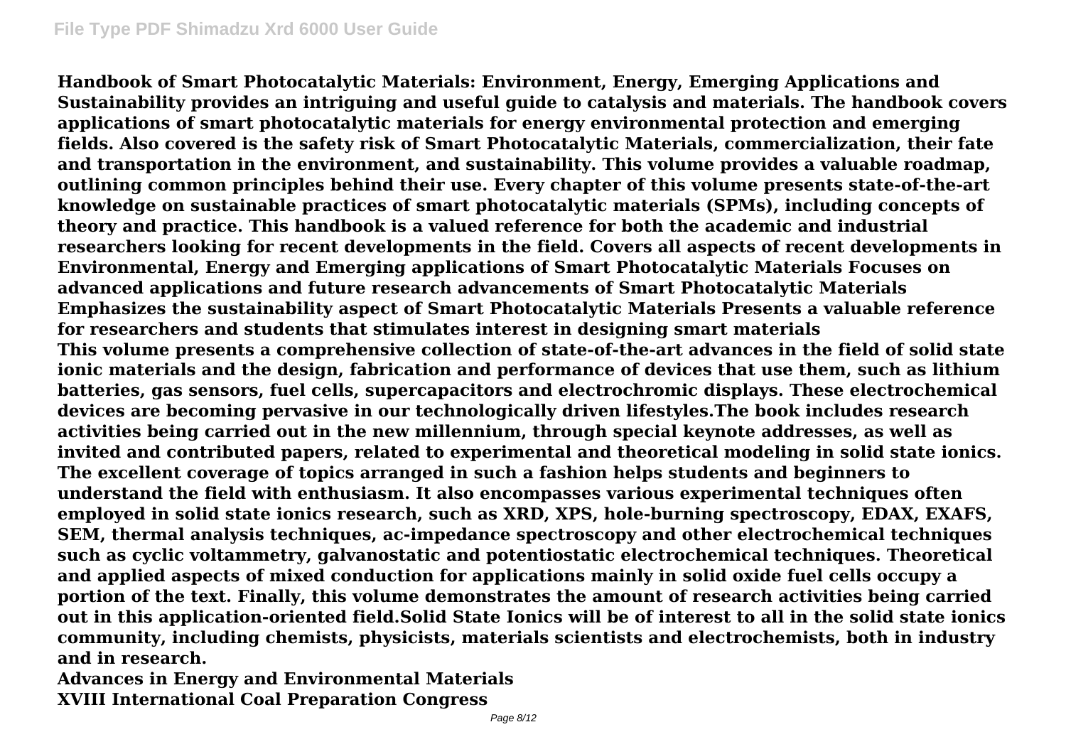**Handbook of Smart Photocatalytic Materials: Environment, Energy, Emerging Applications and Sustainability provides an intriguing and useful guide to catalysis and materials. The handbook covers applications of smart photocatalytic materials for energy environmental protection and emerging fields. Also covered is the safety risk of Smart Photocatalytic Materials, commercialization, their fate and transportation in the environment, and sustainability. This volume provides a valuable roadmap, outlining common principles behind their use. Every chapter of this volume presents state-of-the-art knowledge on sustainable practices of smart photocatalytic materials (SPMs), including concepts of theory and practice. This handbook is a valued reference for both the academic and industrial researchers looking for recent developments in the field. Covers all aspects of recent developments in Environmental, Energy and Emerging applications of Smart Photocatalytic Materials Focuses on advanced applications and future research advancements of Smart Photocatalytic Materials Emphasizes the sustainability aspect of Smart Photocatalytic Materials Presents a valuable reference for researchers and students that stimulates interest in designing smart materials**

**This volume presents a comprehensive collection of state-of-the-art advances in the field of solid state ionic materials and the design, fabrication and performance of devices that use them, such as lithium batteries, gas sensors, fuel cells, supercapacitors and electrochromic displays. These electrochemical devices are becoming pervasive in our technologically driven lifestyles.The book includes research activities being carried out in the new millennium, through special keynote addresses, as well as invited and contributed papers, related to experimental and theoretical modeling in solid state ionics. The excellent coverage of topics arranged in such a fashion helps students and beginners to understand the field with enthusiasm. It also encompasses various experimental techniques often employed in solid state ionics research, such as XRD, XPS, hole-burning spectroscopy, EDAX, EXAFS, SEM, thermal analysis techniques, ac-impedance spectroscopy and other electrochemical techniques such as cyclic voltammetry, galvanostatic and potentiostatic electrochemical techniques. Theoretical and applied aspects of mixed conduction for applications mainly in solid oxide fuel cells occupy a portion of the text. Finally, this volume demonstrates the amount of research activities being carried out in this application-oriented field.Solid State Ionics will be of interest to all in the solid state ionics community, including chemists, physicists, materials scientists and electrochemists, both in industry and in research.**

**Advances in Energy and Environmental Materials**

**XVIII International Coal Preparation Congress**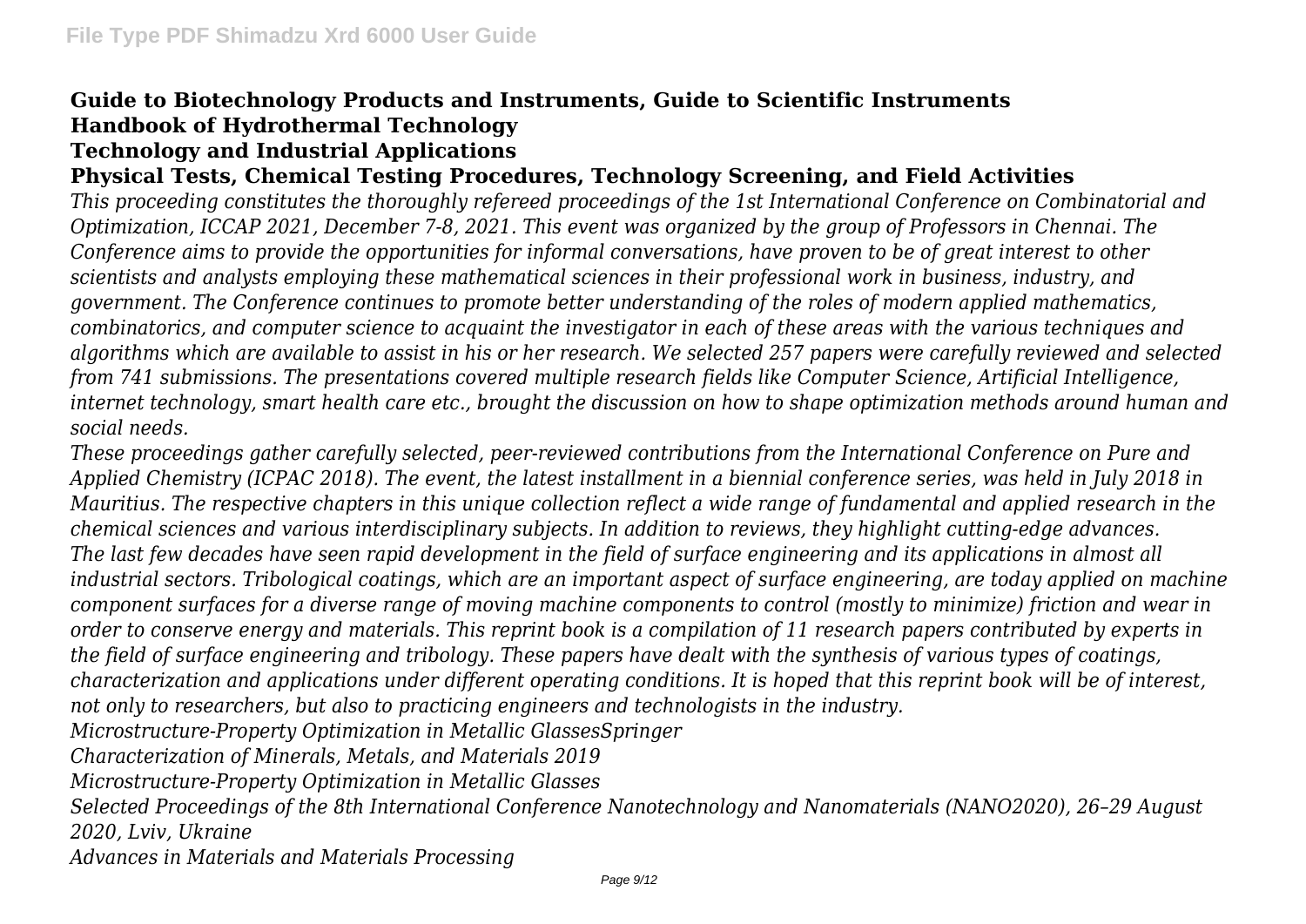**Guide to Biotechnology Products and Instruments, Guide to Scientific Instruments**
**Handbook of Hydrothermal Technology**
**Technology and Industrial Applications**
**Physical Tests, Chemical Testing Procedures, Technology Screening, and Field Activities**

*This proceeding constitutes the thoroughly refereed proceedings of the 1st International Conference on Combinatorial and Optimization, ICCAP 2021, December 7-8, 2021. This event was organized by the group of Professors in Chennai. The Conference aims to provide the opportunities for informal conversations, have proven to be of great interest to other scientists and analysts employing these mathematical sciences in their professional work in business, industry, and government. The Conference continues to promote better understanding of the roles of modern applied mathematics, combinatorics, and computer science to acquaint the investigator in each of these areas with the various techniques and algorithms which are available to assist in his or her research. We selected 257 papers were carefully reviewed and selected from 741 submissions. The presentations covered multiple research fields like Computer Science, Artificial Intelligence, internet technology, smart health care etc., brought the discussion on how to shape optimization methods around human and social needs.*

*These proceedings gather carefully selected, peer-reviewed contributions from the International Conference on Pure and Applied Chemistry (ICPAC 2018). The event, the latest installment in a biennial conference series, was held in July 2018 in Mauritius. The respective chapters in this unique collection reflect a wide range of fundamental and applied research in the chemical sciences and various interdisciplinary subjects. In addition to reviews, they highlight cutting-edge advances.*

*The last few decades have seen rapid development in the field of surface engineering and its applications in almost all industrial sectors. Tribological coatings, which are an important aspect of surface engineering, are today applied on machine component surfaces for a diverse range of moving machine components to control (mostly to minimize) friction and wear in order to conserve energy and materials. This reprint book is a compilation of 11 research papers contributed by experts in the field of surface engineering and tribology. These papers have dealt with the synthesis of various types of coatings, characterization and applications under different operating conditions. It is hoped that this reprint book will be of interest, not only to researchers, but also to practicing engineers and technologists in the industry.*

*Microstructure-Property Optimization in Metallic GlassesSpringer*

*Characterization of Minerals, Metals, and Materials 2019*

*Microstructure-Property Optimization in Metallic Glasses*

*Selected Proceedings of the 8th International Conference Nanotechnology and Nanomaterials (NANO2020), 26–29 August 2020, Lviv, Ukraine*

*Advances in Materials and Materials Processing*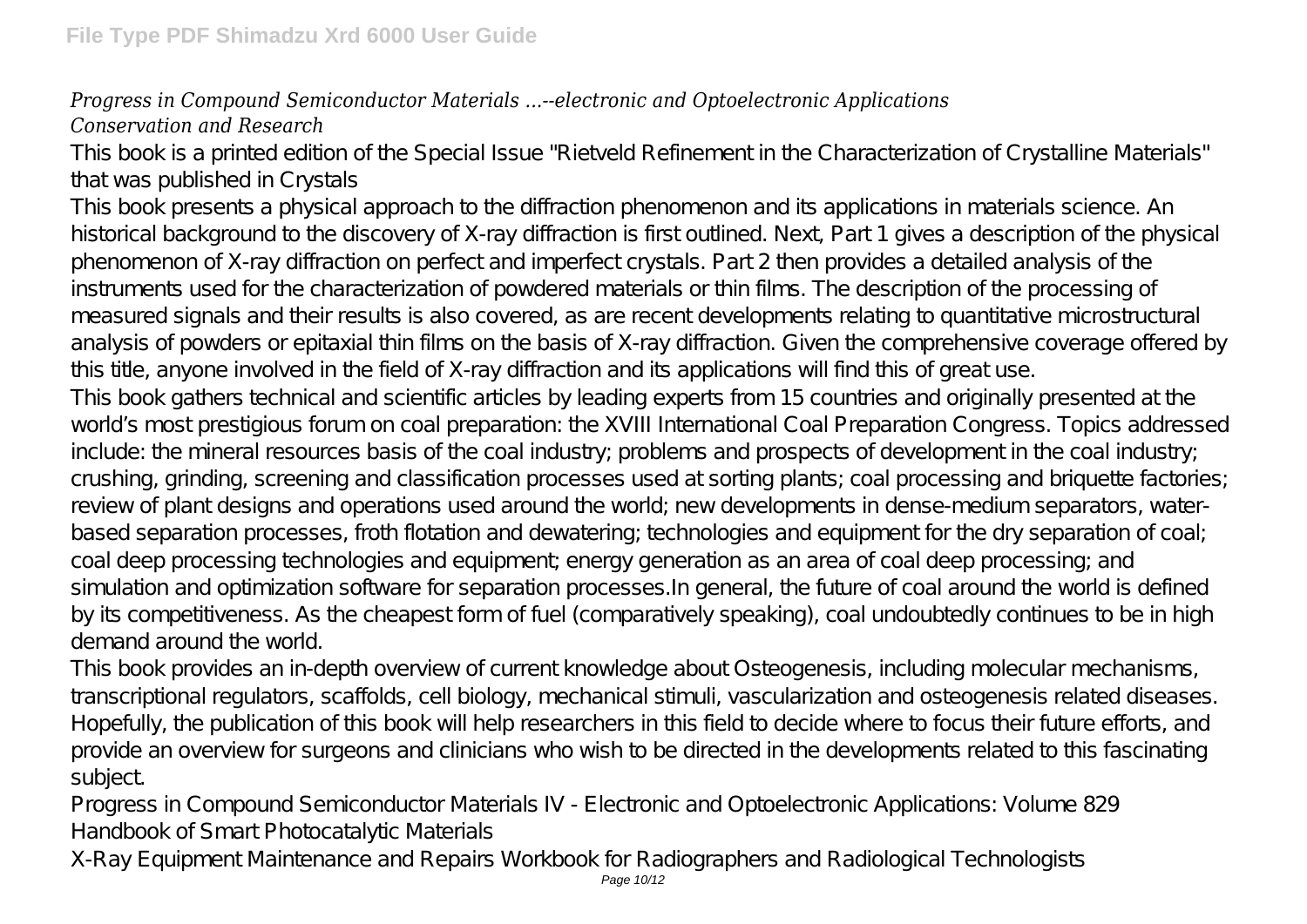*Progress in Compound Semiconductor Materials ...--electronic and Optoelectronic Applications*
*Conservation and Research*

This book is a printed edition of the Special Issue "Rietveld Refinement in the Characterization of Crystalline Materials" that was published in Crystals

This book presents a physical approach to the diffraction phenomenon and its applications in materials science. An historical background to the discovery of X-ray diffraction is first outlined. Next, Part 1 gives a description of the physical phenomenon of X-ray diffraction on perfect and imperfect crystals. Part 2 then provides a detailed analysis of the instruments used for the characterization of powdered materials or thin films. The description of the processing of measured signals and their results is also covered, as are recent developments relating to quantitative microstructural analysis of powders or epitaxial thin films on the basis of X-ray diffraction. Given the comprehensive coverage offered by this title, anyone involved in the field of X-ray diffraction and its applications will find this of great use.

This book gathers technical and scientific articles by leading experts from 15 countries and originally presented at the world's most prestigious forum on coal preparation: the XVIII International Coal Preparation Congress. Topics addressed include: the mineral resources basis of the coal industry; problems and prospects of development in the coal industry; crushing, grinding, screening and classification processes used at sorting plants; coal processing and briquette factories; review of plant designs and operations used around the world; new developments in dense-medium separators, water-based separation processes, froth flotation and dewatering; technologies and equipment for the dry separation of coal; coal deep processing technologies and equipment; energy generation as an area of coal deep processing; and simulation and optimization software for separation processes.In general, the future of coal around the world is defined by its competitiveness. As the cheapest form of fuel (comparatively speaking), coal undoubtedly continues to be in high demand around the world.

This book provides an in-depth overview of current knowledge about Osteogenesis, including molecular mechanisms, transcriptional regulators, scaffolds, cell biology, mechanical stimuli, vascularization and osteogenesis related diseases. Hopefully, the publication of this book will help researchers in this field to decide where to focus their future efforts, and provide an overview for surgeons and clinicians who wish to be directed in the developments related to this fascinating subject.

Progress in Compound Semiconductor Materials IV - Electronic and Optoelectronic Applications: Volume 829
Handbook of Smart Photocatalytic Materials
X-Ray Equipment Maintenance and Repairs Workbook for Radiographers and Radiological Technologists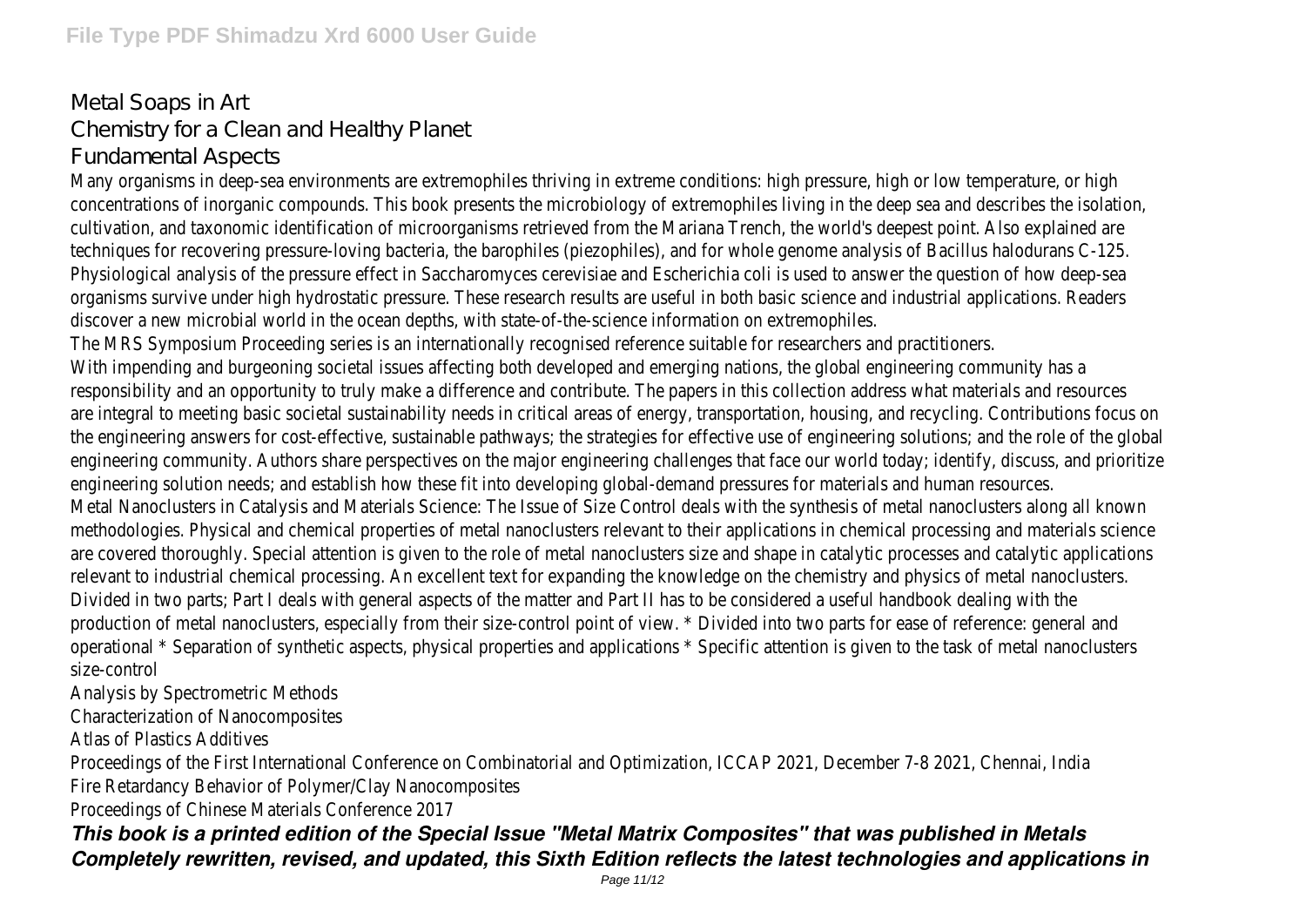Metal Soaps in Art
Chemistry for a Clean and Healthy Planet
Fundamental Aspects

Many organisms in deep-sea environments are extremophiles thriving in extreme conditions: high pressure, high or low temperature, or high concentrations of inorganic compounds. This book presents the microbiology of extremophiles living in the deep sea and describes the isolation, cultivation, and taxonomic identification of microorganisms retrieved from the Mariana Trench, the world's deepest point. Also explained are techniques for recovering pressure-loving bacteria, the barophiles (piezophiles), and for whole genome analysis of Bacillus halodurans C-125. Physiological analysis of the pressure effect in Saccharomyces cerevisiae and Escherichia coli is used to answer the question of how deep-sea organisms survive under high hydrostatic pressure. These research results are useful in both basic science and industrial applications. Readers discover a new microbial world in the ocean depths, with state-of-the-science information on extremophiles.

The MRS Symposium Proceeding series is an internationally recognised reference suitable for researchers and practitioners.

With impending and burgeoning societal issues affecting both developed and emerging nations, the global engineering community has a responsibility and an opportunity to truly make a difference and contribute. The papers in this collection address what materials and resources are integral to meeting basic societal sustainability needs in critical areas of energy, transportation, housing, and recycling. Contributions focus on the engineering answers for cost-effective, sustainable pathways; the strategies for effective use of engineering solutions; and the role of the global engineering community. Authors share perspectives on the major engineering challenges that face our world today; identify, discuss, and prioritize engineering solution needs; and establish how these fit into developing global-demand pressures for materials and human resources.

Metal Nanoclusters in Catalysis and Materials Science: The Issue of Size Control deals with the synthesis of metal nanoclusters along all known methodologies. Physical and chemical properties of metal nanoclusters relevant to their applications in chemical processing and materials science are covered thoroughly. Special attention is given to the role of metal nanoclusters size and shape in catalytic processes and catalytic applications relevant to industrial chemical processing. An excellent text for expanding the knowledge on the chemistry and physics of metal nanoclusters. Divided in two parts; Part I deals with general aspects of the matter and Part II has to be considered a useful handbook dealing with the production of metal nanoclusters, especially from their size-control point of view. * Divided into two parts for ease of reference: general and operational * Separation of synthetic aspects, physical properties and applications * Specific attention is given to the task of metal nanoclusters size-control

Analysis by Spectrometric Methods
Characterization of Nanocomposites
Atlas of Plastics Additives
Proceedings of the First International Conference on Combinatorial and Optimization, ICCAP 2021, December 7-8 2021, Chennai, India
Fire Retardancy Behavior of Polymer/Clay Nanocomposites
Proceedings of Chinese Materials Conference 2017

***This book is a printed edition of the Special Issue "Metal Matrix Composites" that was published in Metals***
***Completely rewritten, revised, and updated, this Sixth Edition reflects the latest technologies and applications in***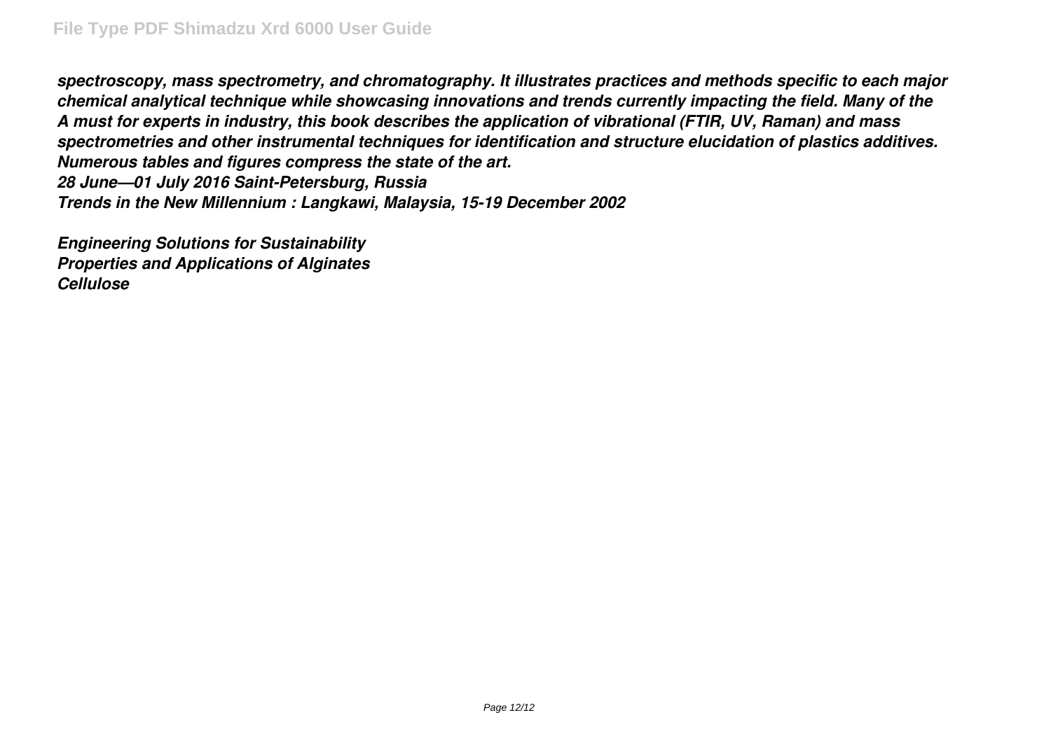*spectroscopy, mass spectrometry, and chromatography. It illustrates practices and methods specific to each major chemical analytical technique while showcasing innovations and trends currently impacting the field. Many of the*
*A must for experts in industry, this book describes the application of vibrational (FTIR, UV, Raman) and mass spectrometries and other instrumental techniques for identification and structure elucidation of plastics additives. Numerous tables and figures compress the state of the art.*
*28 June—01 July 2016 Saint-Petersburg, Russia*
*Trends in the New Millennium : Langkawi, Malaysia, 15-19 December 2002*

*Engineering Solutions for Sustainability*
*Properties and Applications of Alginates*
*Cellulose*